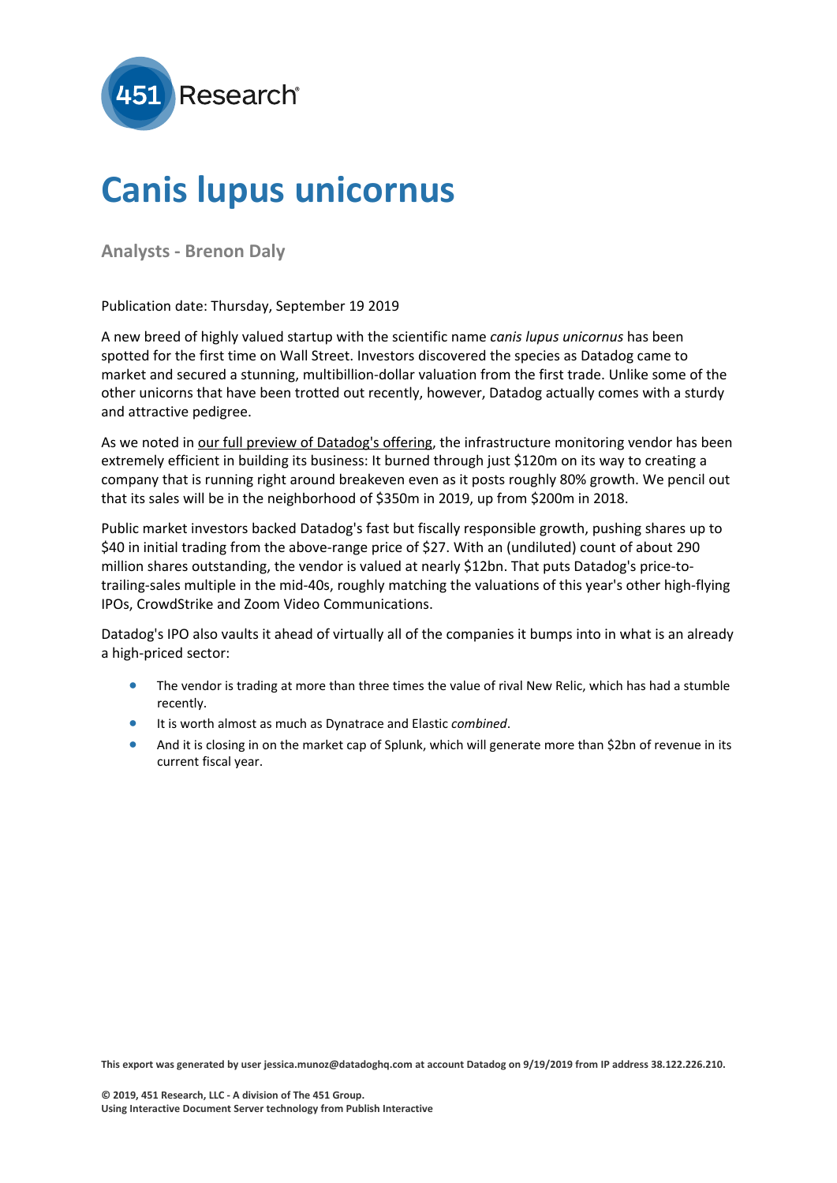# Canis lupus unicornus

**Analysts - Brenon Daly**

Publication date: Thursday, September 19 2019

A new breed of highly valued startup with the scientific name *canis lupus unicornus* has been spotted for the first time on Wall Street. Investors discovered the species as Datadog came to market and secured a stunning, multibillion-dollar valuation from the first trade. Unlike some of the other unicorns that have been trotted out recently, however, Datadog actually comes with a sturdy and attractive pedigree.

As we noted in our full preview of Datadog's offering, the infrastructure monitoring vendor has been extremely efficient in building its business: It burned through just $120m on its way to creating a company that is running right around breakeven even as it posts roughly 80% growth. We pencil out that its sales will be in the neighborhood of $350m in 2019, up from $200m in 2018.

Public market investors backed Datadog's fast but fiscally responsible growth, pushing shares up to $40 in initial trading from the above-range price of $27. With an (undiluted) count of about 290 million shares outstanding, the vendor is valued at nearly $12bn. That puts Datadog's price-to-trailing-sales multiple in the mid-40s, roughly matching the valuations of this year's other high-flying IPOs, CrowdStrike and Zoom Video Communications.

Datadog's IPO also vaults it ahead of virtually all of the companies it bumps into in what is an already a high-priced sector:

- The vendor is trading at more than three times the value of rival New Relic, which has had a stumble recently.
- It is worth almost as much as Dynatrace and Elastic *combined*.
- And it is closing in on the market cap of Splunk, which will generate more than $2bn of revenue in its current fiscal year.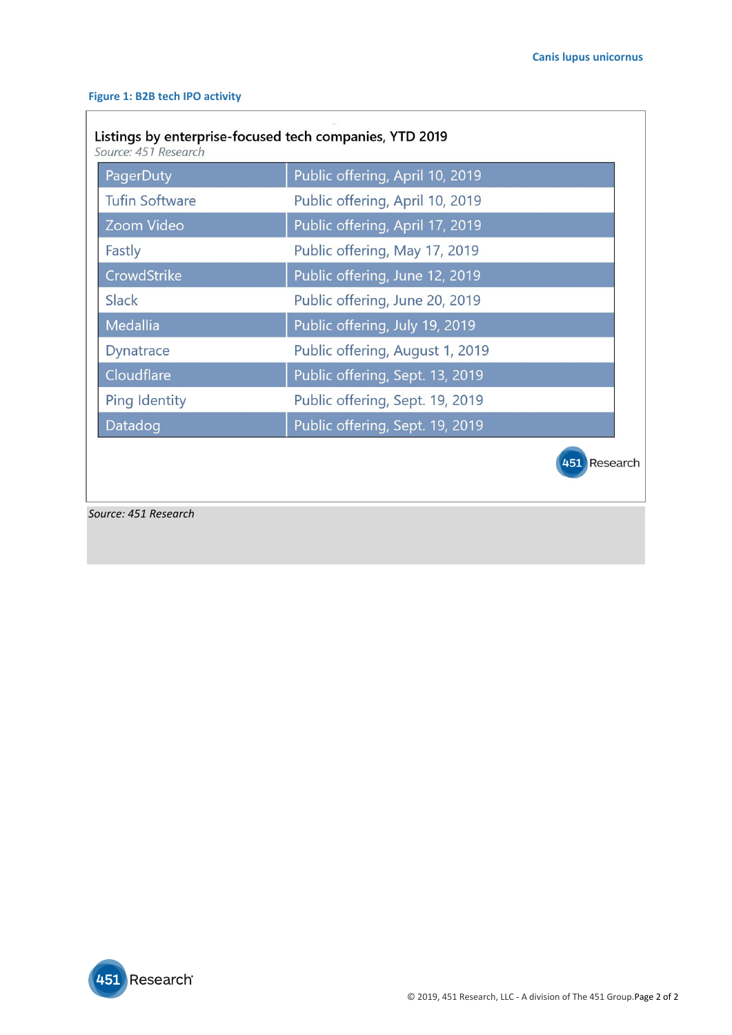**Figure 1: B2B tech IPO activity**

Listings by enterprise-focused tech companies, YTD 2019

*Source: 451 Research*

| | |
|---|---|
| PagerDuty | Public offering, April 10, 2019 |
| Tufin Software | Public offering, April 10, 2019 |
| Zoom Video | Public offering, April 17, 2019 |
| Fastly | Public offering, May 17, 2019 |
| CrowdStrike | Public offering, June 12, 2019 |
| Slack | Public offering, June 20, 2019 |
| Medallia | Public offering, July 19, 2019 |
| Dynatrace | Public offering, August 1, 2019 |
| Cloudflare | Public offering, Sept. 13, 2019 |
| Ping Identity | Public offering, Sept. 19, 2019 |
| Datadog | Public offering, Sept. 19, 2019 |

451 Research

*Source: 451 Research*

© 2019, 451 Research, LLC - A division of The 451 Group.